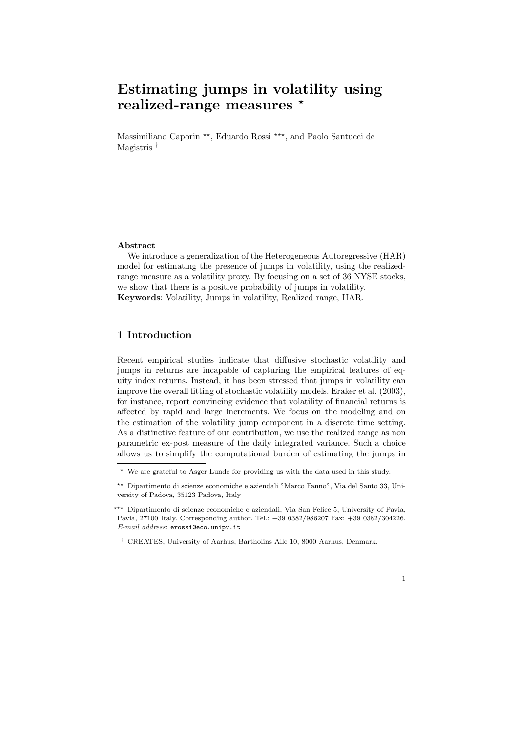# Estimating jumps in volatility using realized-range measures ⋆

Massimiliano Caporin ⋆⋆, Eduardo Rossi ⋆⋆⋆, and Paolo Santucci de Magistris †

**Abstract**

We introduce a generalization of the Heterogeneous Autoregressive (HAR) model for estimating the presence of jumps in volatility, using the realized-range measure as a volatility proxy. By focusing on a set of 36 NYSE stocks, we show that there is a positive probability of jumps in volatility.

**Keywords**: Volatility, Jumps in volatility, Realized range, HAR.

## 1 Introduction

Recent empirical studies indicate that diffusive stochastic volatility and jumps in returns are incapable of capturing the empirical features of equity index returns. Instead, it has been stressed that jumps in volatility can improve the overall fitting of stochastic volatility models. Eraker et al. (2003), for instance, report convincing evidence that volatility of financial returns is affected by rapid and large increments. We focus on the modeling and on the estimation of the volatility jump component in a discrete time setting. As a distinctive feature of our contribution, we use the realized range as non parametric ex-post measure of the daily integrated variance. Such a choice allows us to simplify the computational burden of estimating the jumps in

⋆ We are grateful to Asger Lunde for providing us with the data used in this study.

⋆⋆ Dipartimento di scienze economiche e aziendali "Marco Fanno", Via del Santo 33, University of Padova, 35123 Padova, Italy

⋆⋆⋆ Dipartimento di scienze economiche e aziendali, Via San Felice 5, University of Pavia, Pavia, 27100 Italy. Corresponding author. Tel.: +39 0382/986207 Fax: +39 0382/304226. *E-mail address*: erossi@eco.unipv.it

† CREATES, University of Aarhus, Bartholins Alle 10, 8000 Aarhus, Denmark.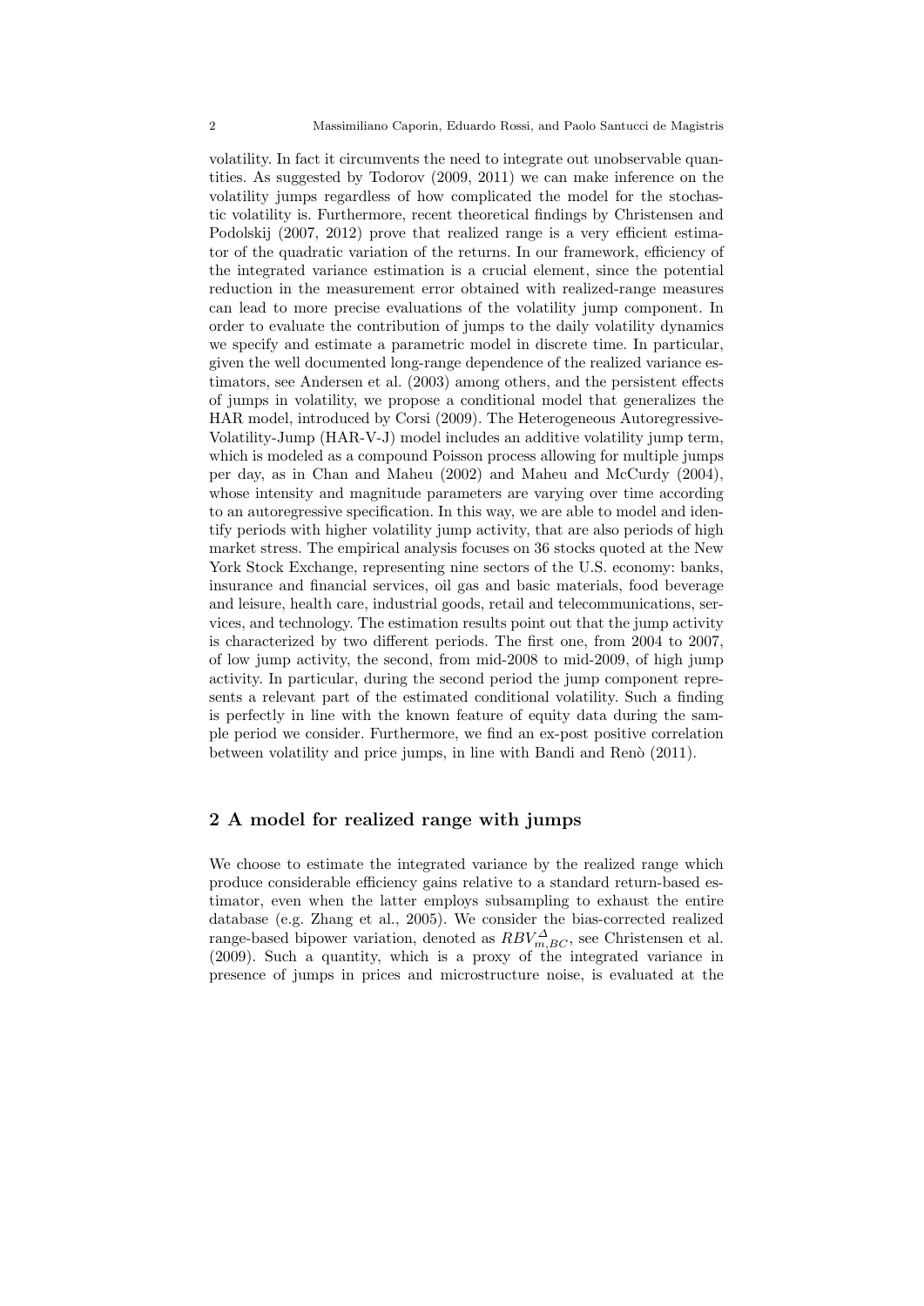volatility. In fact it circumvents the need to integrate out unobservable quantities. As suggested by Todorov (2009, 2011) we can make inference on the volatility jumps regardless of how complicated the model for the stochastic volatility is. Furthermore, recent theoretical findings by Christensen and Podolskij (2007, 2012) prove that realized range is a very efficient estimator of the quadratic variation of the returns. In our framework, efficiency of the integrated variance estimation is a crucial element, since the potential reduction in the measurement error obtained with realized-range measures can lead to more precise evaluations of the volatility jump component. In order to evaluate the contribution of jumps to the daily volatility dynamics we specify and estimate a parametric model in discrete time. In particular, given the well documented long-range dependence of the realized variance estimators, see Andersen et al. (2003) among others, and the persistent effects of jumps in volatility, we propose a conditional model that generalizes the HAR model, introduced by Corsi (2009). The Heterogeneous Autoregressive-Volatility-Jump (HAR-V-J) model includes an additive volatility jump term, which is modeled as a compound Poisson process allowing for multiple jumps per day, as in Chan and Maheu (2002) and Maheu and McCurdy (2004), whose intensity and magnitude parameters are varying over time according to an autoregressive specification. In this way, we are able to model and identify periods with higher volatility jump activity, that are also periods of high market stress. The empirical analysis focuses on 36 stocks quoted at the New York Stock Exchange, representing nine sectors of the U.S. economy: banks, insurance and financial services, oil gas and basic materials, food beverage and leisure, health care, industrial goods, retail and telecommunications, services, and technology. The estimation results point out that the jump activity is characterized by two different periods. The first one, from 2004 to 2007, of low jump activity, the second, from mid-2008 to mid-2009, of high jump activity. In particular, during the second period the jump component represents a relevant part of the estimated conditional volatility. Such a finding is perfectly in line with the known feature of equity data during the sample period we consider. Furthermore, we find an ex-post positive correlation between volatility and price jumps, in line with Bandi and Renò (2011).

## 2 A model for realized range with jumps

We choose to estimate the integrated variance by the realized range which produce considerable efficiency gains relative to a standard return-based estimator, even when the latter employs subsampling to exhaust the entire database (e.g. Zhang et al., 2005). We consider the bias-corrected realized range-based bipower variation, denoted as $RBV^{\Delta}_{m,BC}$, see Christensen et al. (2009). Such a quantity, which is a proxy of the integrated variance in presence of jumps in prices and microstructure noise, is evaluated at the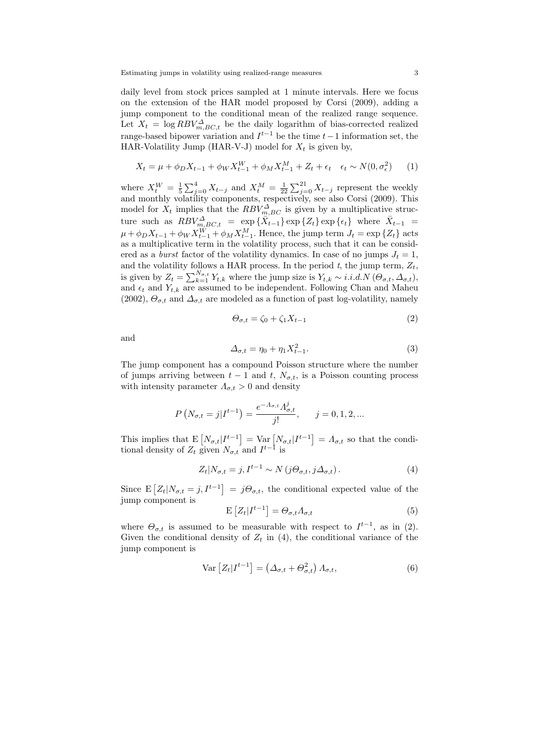daily level from stock prices sampled at 1 minute intervals. Here we focus on the extension of the HAR model proposed by Corsi (2009), adding a jump component to the conditional mean of the realized range sequence. Let $X_t = \log RBV^{\Delta}_{m,BC,t}$ be the daily logarithm of bias-corrected realized range-based bipower variation and $I^{t-1}$ be the time $t-1$ information set, the HAR-Volatility Jump (HAR-V-J) model for $X_t$ is given by,

$$X_t = \mu + \phi_D X_{t-1} + \phi_W X^W_{t-1} + \phi_M X^M_{t-1} + Z_t + \epsilon_t \quad \epsilon_t \sim N(0, \sigma^2_\epsilon) \tag{1}$$

where $X^W_t = \frac{1}{5}\sum_{j=0}^{4} X_{t-j}$ and $X^M_t = \frac{1}{22}\sum_{j=0}^{21} X_{t-j}$ represent the weekly and monthly volatility components, respectively, see also Corsi (2009). This model for $X_t$ implies that the $RBV^{\Delta}_{m,BC}$ is given by a multiplicative structure such as $RBV^{\Delta}_{m,BC,t} = \exp\{\bar{X}_{t-1}\}\exp\{Z_t\}\exp\{\epsilon_t\}$ where $\bar{X}_{t-1} = \mu + \phi_D X_{t-1} + \phi_W X^W_{t-1} + \phi_M X^M_{t-1}$. Hence, the jump term $J_t = \exp\{Z_t\}$ acts as a multiplicative term in the volatility process, such that it can be considered as a *burst* factor of the volatility dynamics. In case of no jumps $J_t = 1$, and the volatility follows a HAR process. In the period $t$, the jump term, $Z_t$, is given by $Z_t = \sum_{k=1}^{N_{\sigma,t}} Y_{t,k}$ where the jump size is $Y_{t,k} \sim i.i.d. N(\Theta_{\sigma,t}, \Delta_{\sigma,t})$, and $\epsilon_t$ and $Y_{t,k}$ are assumed to be independent. Following Chan and Maheu (2002), $\Theta_{\sigma,t}$ and $\Delta_{\sigma,t}$ are modeled as a function of past log-volatility, namely

$$\Theta_{\sigma,t} = \zeta_0 + \zeta_1 X_{t-1} \tag{2}$$

and

$$\Delta_{\sigma,t} = \eta_0 + \eta_1 X^2_{t-1}. \tag{3}$$

The jump component has a compound Poisson structure where the number of jumps arriving between $t-1$ and $t$, $N_{\sigma,t}$, is a Poisson counting process with intensity parameter $\Lambda_{\sigma,t} > 0$ and density

$$P\left(N_{\sigma,t} = j | I^{t-1}\right) = \frac{e^{-\Lambda_{\sigma,t}} \Lambda^j_{\sigma,t}}{j!}, \qquad j = 0, 1, 2, ...$$

This implies that $\mathrm{E}\left[N_{\sigma,t} | I^{t-1}\right] = \mathrm{Var}\left[N_{\sigma,t} | I^{t-1}\right] = \Lambda_{\sigma,t}$ so that the conditional density of $Z_t$ given $N_{\sigma,t}$ and $I^{t-1}$ is

$$Z_t | N_{\sigma,t} = j, I^{t-1} \sim N\left(j\Theta_{\sigma,t}, j\Delta_{\sigma,t}\right). \tag{4}$$

Since $\mathrm{E}\left[Z_t | N_{\sigma,t} = j, I^{t-1}\right] = j\Theta_{\sigma,t}$, the conditional expected value of the jump component is

$$\mathrm{E}\left[Z_t | I^{t-1}\right] = \Theta_{\sigma,t}\Lambda_{\sigma,t} \tag{5}$$

where $\Theta_{\sigma,t}$ is assumed to be measurable with respect to $I^{t-1}$, as in (2). Given the conditional density of $Z_t$ in (4), the conditional variance of the jump component is

$$\mathrm{Var}\left[Z_t | I^{t-1}\right] = \left(\Delta_{\sigma,t} + \Theta^2_{\sigma,t}\right)\Lambda_{\sigma,t}, \tag{6}$$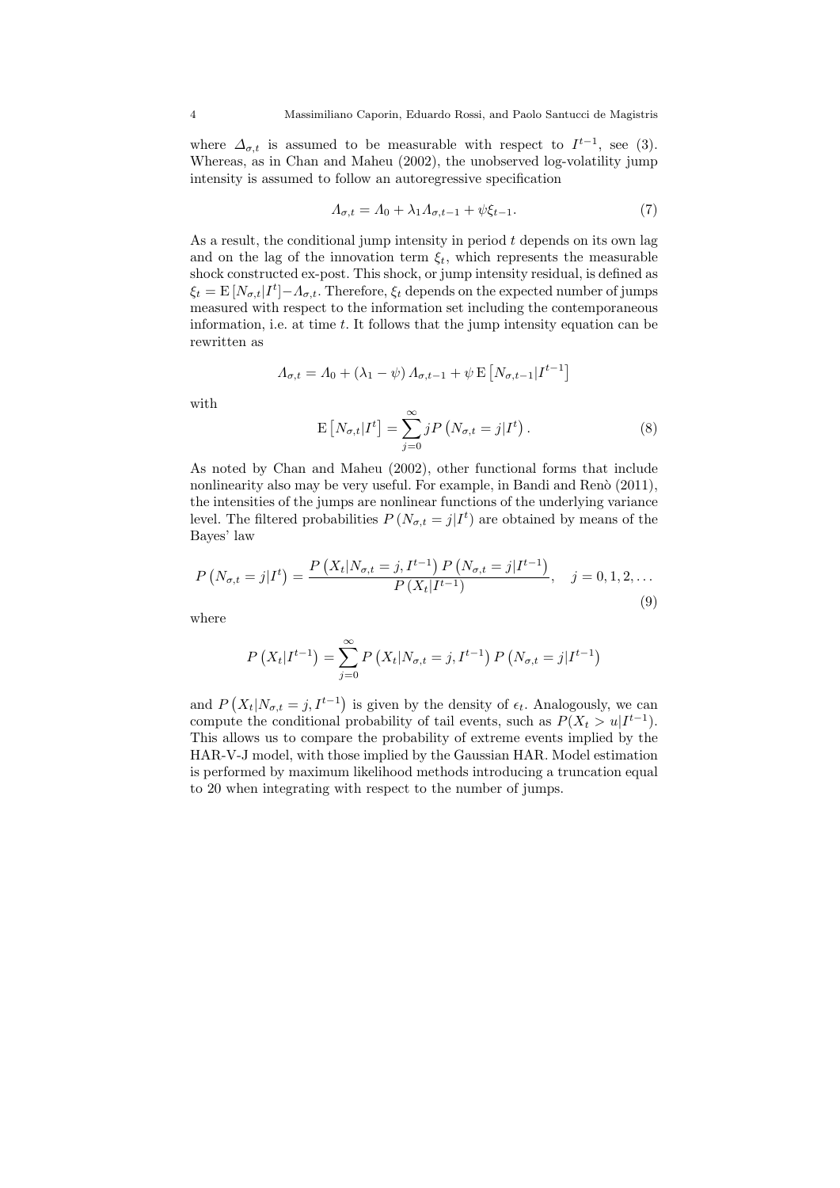where $\Delta_{\sigma,t}$ is assumed to be measurable with respect to $I^{t-1}$, see (3). Whereas, as in Chan and Maheu (2002), the unobserved log-volatility jump intensity is assumed to follow an autoregressive specification

$$\Lambda_{\sigma,t} = \Lambda_0 + \lambda_1 \Lambda_{\sigma,t-1} + \psi \xi_{t-1}. \tag{7}$$

As a result, the conditional jump intensity in period $t$ depends on its own lag and on the lag of the innovation term $\xi_t$, which represents the measurable shock constructed ex-post. This shock, or jump intensity residual, is defined as $\xi_t = \mathrm{E}\left[N_{\sigma,t}|I^t\right] - \Lambda_{\sigma,t}$. Therefore, $\xi_t$ depends on the expected number of jumps measured with respect to the information set including the contemporaneous information, i.e. at time $t$. It follows that the jump intensity equation can be rewritten as

$$\Lambda_{\sigma,t} = \Lambda_0 + (\lambda_1 - \psi)\,\Lambda_{\sigma,t-1} + \psi\,\mathrm{E}\left[N_{\sigma,t-1}|I^{t-1}\right]$$

with

$$\mathrm{E}\left[N_{\sigma,t}|I^t\right] = \sum_{j=0}^{\infty} j P\left(N_{\sigma,t} = j|I^t\right). \tag{8}$$

As noted by Chan and Maheu (2002), other functional forms that include nonlinearity also may be very useful. For example, in Bandi and Renò (2011), the intensities of the jumps are nonlinear functions of the underlying variance level. The filtered probabilities $P\left(N_{\sigma,t} = j|I^t\right)$ are obtained by means of the Bayes' law

$$P\left(N_{\sigma,t} = j|I^t\right) = \frac{P\left(X_t|N_{\sigma,t} = j, I^{t-1}\right) P\left(N_{\sigma,t} = j|I^{t-1}\right)}{P\left(X_t|I^{t-1}\right)}, \quad j = 0, 1, 2, \ldots \tag{9}$$

where

$$P\left(X_t|I^{t-1}\right) = \sum_{j=0}^{\infty} P\left(X_t|N_{\sigma,t} = j, I^{t-1}\right) P\left(N_{\sigma,t} = j|I^{t-1}\right)$$

and $P\left(X_t|N_{\sigma,t} = j, I^{t-1}\right)$ is given by the density of $\epsilon_t$. Analogously, we can compute the conditional probability of tail events, such as $P(X_t > u|I^{t-1})$. This allows us to compare the probability of extreme events implied by the HAR-V-J model, with those implied by the Gaussian HAR. Model estimation is performed by maximum likelihood methods introducing a truncation equal to 20 when integrating with respect to the number of jumps.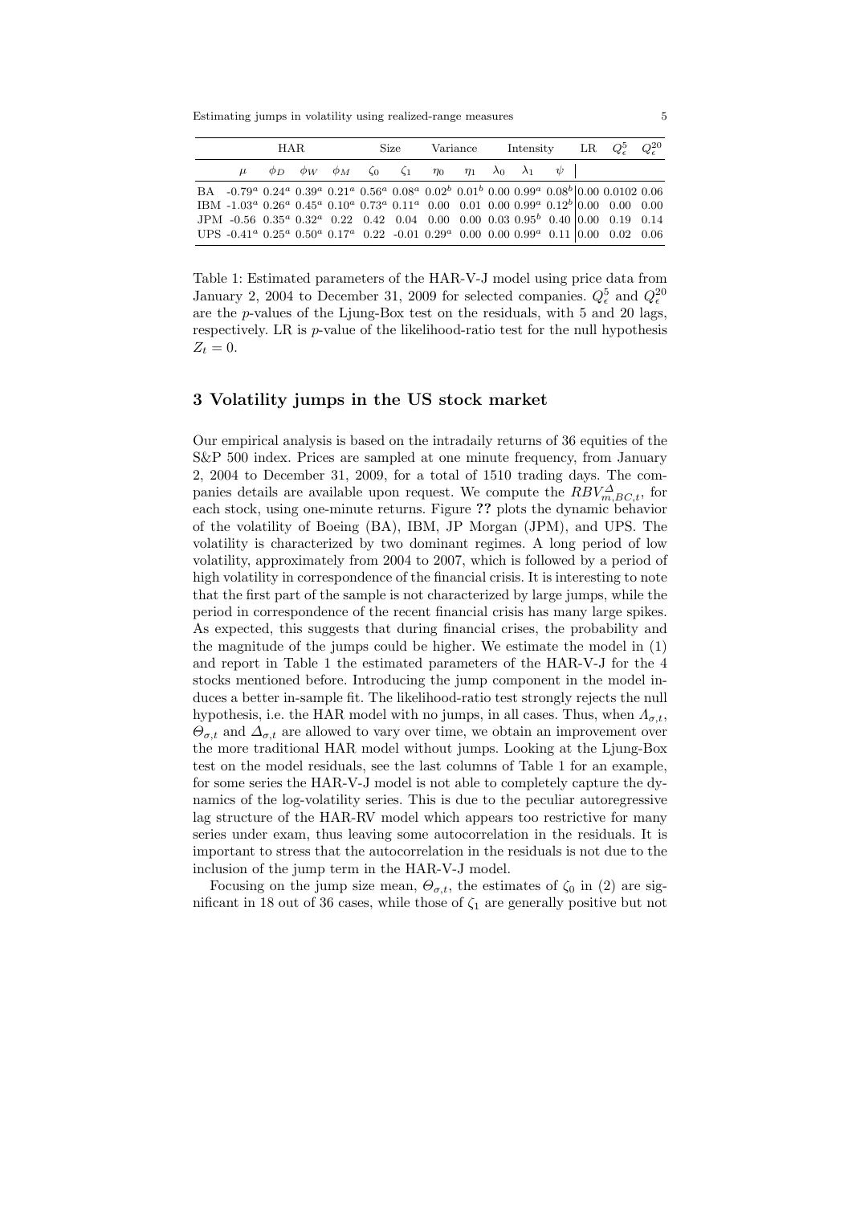| | HAR | | | | Size | | Variance | | Intensity | | | LR | $Q_\epsilon^5$ | $Q_\epsilon^{20}$ |
|---|---|---|---|---|---|---|---|---|---|---|---|---|---|---|
| | $\mu$ | $\phi_D$ | $\phi_W$ | $\phi_M$ | $\zeta_0$ | $\zeta_1$ | $\eta_0$ | $\eta_1$ | $\lambda_0$ | $\lambda_1$ | $\psi$ | | | |
| BA | -0.79[a] | 0.24[a] | 0.39[a] | 0.21[a] | 0.56[a] | 0.08[a] | 0.02[b] | 0.01[b] | 0.00 | 0.99[a] | 0.08[b] | 0.00 | 0.0102 | 0.06 |
| IBM | -1.03[a] | 0.26[a] | 0.45[a] | 0.10[a] | 0.73[a] | 0.11[a] | 0.00 | 0.01 | 0.00 | 0.99[a] | 0.12[b] | 0.00 | 0.00 | 0.00 |
| JPM | -0.56 | 0.35[a] | 0.32[a] | 0.22 | 0.42 | 0.04 | 0.00 | 0.00 | 0.03 | 0.95[b] | 0.40 | 0.00 | 0.19 | 0.14 |
| UPS | -0.41[a] | 0.25[a] | 0.50[a] | 0.17[a] | 0.22 | -0.01 | 0.29[a] | 0.00 | 0.00 | 0.99[a] | 0.11 | 0.00 | 0.02 | 0.06 |

Table 1: Estimated parameters of the HAR-V-J model using price data from January 2, 2004 to December 31, 2009 for selected companies. $Q_\epsilon^5$ and $Q_\epsilon^{20}$ are the $p$-values of the Ljung-Box test on the residuals, with 5 and 20 lags, respectively. LR is $p$-value of the likelihood-ratio test for the null hypothesis $Z_t = 0$.

## 3 Volatility jumps in the US stock market

Our empirical analysis is based on the intradaily returns of 36 equities of the S&P 500 index. Prices are sampled at one minute frequency, from January 2, 2004 to December 31, 2009, for a total of 1510 trading days. The companies details are available upon request. We compute the $RBV^{\Delta}_{m,BC,t}$, for each stock, using one-minute returns. Figure **??** plots the dynamic behavior of the volatility of Boeing (BA), IBM, JP Morgan (JPM), and UPS. The volatility is characterized by two dominant regimes. A long period of low volatility, approximately from 2004 to 2007, which is followed by a period of high volatility in correspondence of the financial crisis. It is interesting to note that the first part of the sample is not characterized by large jumps, while the period in correspondence of the recent financial crisis has many large spikes. As expected, this suggests that during financial crises, the probability and the magnitude of the jumps could be higher. We estimate the model in (1) and report in Table 1 the estimated parameters of the HAR-V-J for the 4 stocks mentioned before. Introducing the jump component in the model induces a better in-sample fit. The likelihood-ratio test strongly rejects the null hypothesis, i.e. the HAR model with no jumps, in all cases. Thus, when $\Lambda_{\sigma,t}$, $\Theta_{\sigma,t}$ and $\Delta_{\sigma,t}$ are allowed to vary over time, we obtain an improvement over the more traditional HAR model without jumps. Looking at the Ljung-Box test on the model residuals, see the last columns of Table 1 for an example, for some series the HAR-V-J model is not able to completely capture the dynamics of the log-volatility series. This is due to the peculiar autoregressive lag structure of the HAR-RV model which appears too restrictive for many series under exam, thus leaving some autocorrelation in the residuals. It is important to stress that the autocorrelation in the residuals is not due to the inclusion of the jump term in the HAR-V-J model.

Focusing on the jump size mean, $\Theta_{\sigma,t}$, the estimates of $\zeta_0$ in (2) are significant in 18 out of 36 cases, while those of $\zeta_1$ are generally positive but not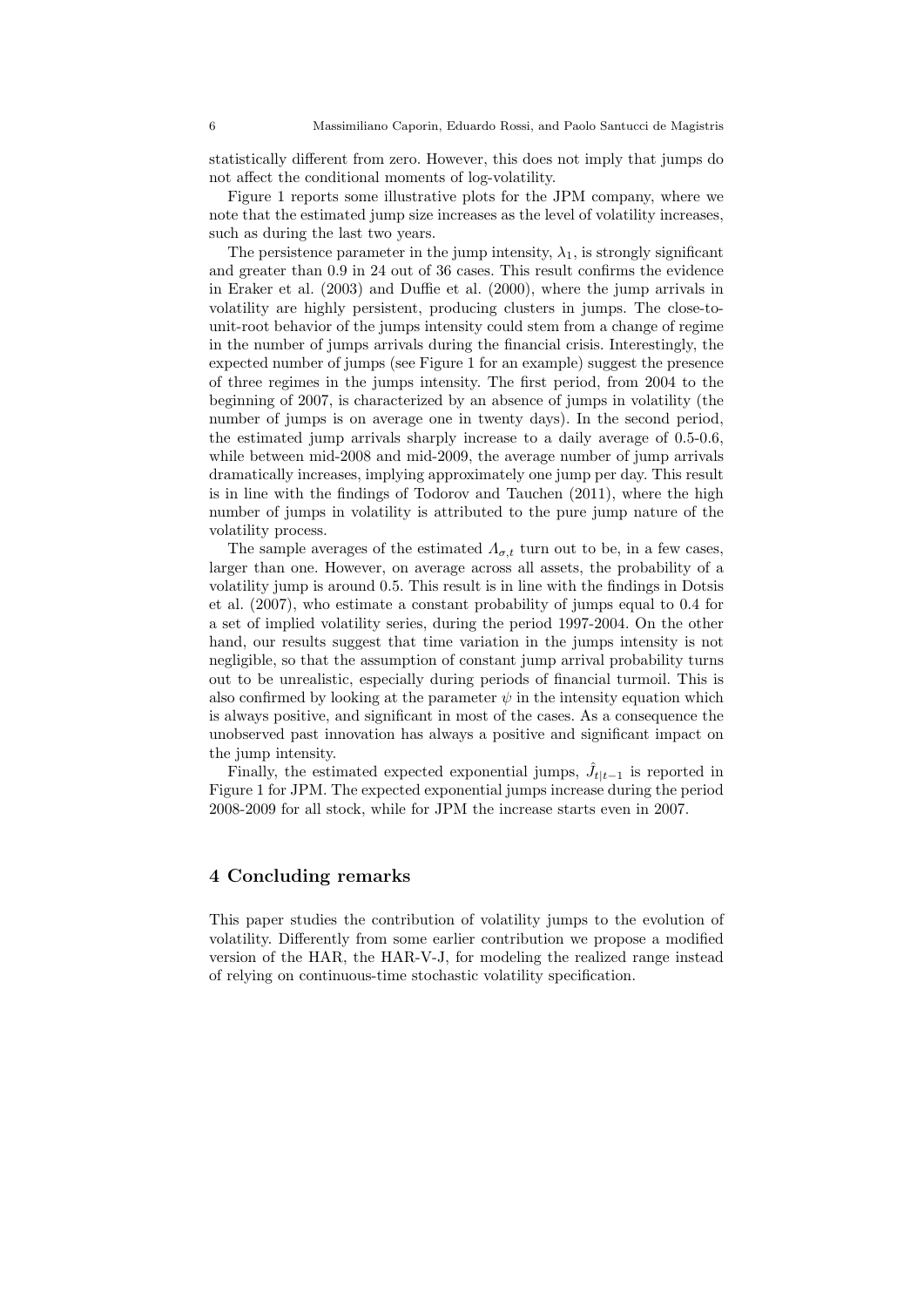statistically different from zero. However, this does not imply that jumps do not affect the conditional moments of log-volatility.

Figure 1 reports some illustrative plots for the JPM company, where we note that the estimated jump size increases as the level of volatility increases, such as during the last two years.

The persistence parameter in the jump intensity, $\lambda_1$, is strongly significant and greater than 0.9 in 24 out of 36 cases. This result confirms the evidence in Eraker et al. (2003) and Duffie et al. (2000), where the jump arrivals in volatility are highly persistent, producing clusters in jumps. The close-to-unit-root behavior of the jumps intensity could stem from a change of regime in the number of jumps arrivals during the financial crisis. Interestingly, the expected number of jumps (see Figure 1 for an example) suggest the presence of three regimes in the jumps intensity. The first period, from 2004 to the beginning of 2007, is characterized by an absence of jumps in volatility (the number of jumps is on average one in twenty days). In the second period, the estimated jump arrivals sharply increase to a daily average of 0.5-0.6, while between mid-2008 and mid-2009, the average number of jump arrivals dramatically increases, implying approximately one jump per day. This result is in line with the findings of Todorov and Tauchen (2011), where the high number of jumps in volatility is attributed to the pure jump nature of the volatility process.

The sample averages of the estimated $\Lambda_{\sigma,t}$ turn out to be, in a few cases, larger than one. However, on average across all assets, the probability of a volatility jump is around 0.5. This result is in line with the findings in Dotsis et al. (2007), who estimate a constant probability of jumps equal to 0.4 for a set of implied volatility series, during the period 1997-2004. On the other hand, our results suggest that time variation in the jumps intensity is not negligible, so that the assumption of constant jump arrival probability turns out to be unrealistic, especially during periods of financial turmoil. This is also confirmed by looking at the parameter $\psi$ in the intensity equation which is always positive, and significant in most of the cases. As a consequence the unobserved past innovation has always a positive and significant impact on the jump intensity.

Finally, the estimated expected exponential jumps, $\hat{J}_{t|t-1}$ is reported in Figure 1 for JPM. The expected exponential jumps increase during the period 2008-2009 for all stock, while for JPM the increase starts even in 2007.

## 4 Concluding remarks

This paper studies the contribution of volatility jumps to the evolution of volatility. Differently from some earlier contribution we propose a modified version of the HAR, the HAR-V-J, for modeling the realized range instead of relying on continuous-time stochastic volatility specification.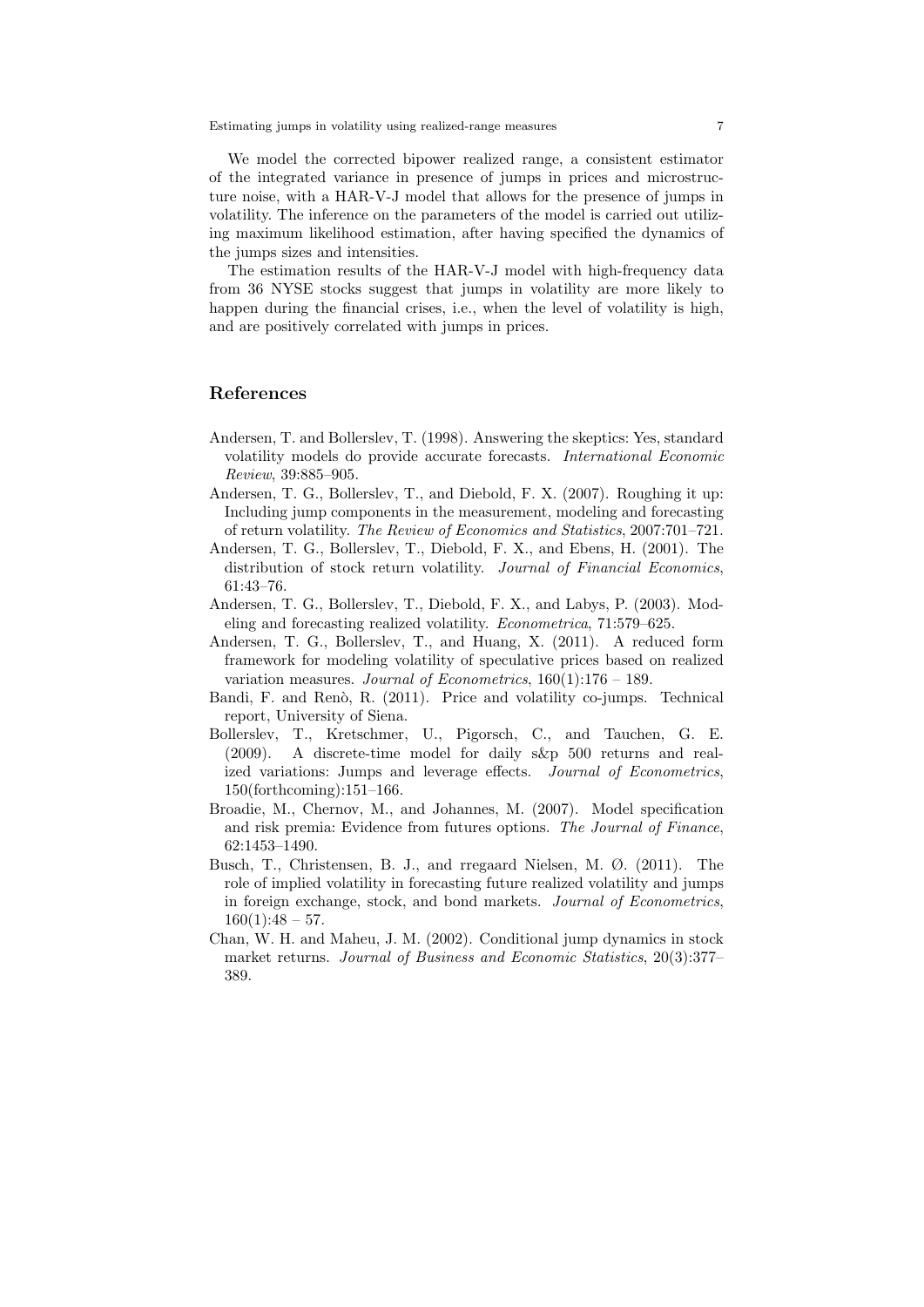We model the corrected bipower realized range, a consistent estimator of the integrated variance in presence of jumps in prices and microstructure noise, with a HAR-V-J model that allows for the presence of jumps in volatility. The inference on the parameters of the model is carried out utilizing maximum likelihood estimation, after having specified the dynamics of the jumps sizes and intensities.

The estimation results of the HAR-V-J model with high-frequency data from 36 NYSE stocks suggest that jumps in volatility are more likely to happen during the financial crises, i.e., when the level of volatility is high, and are positively correlated with jumps in prices.

## References

Andersen, T. and Bollerslev, T. (1998). Answering the skeptics: Yes, standard volatility models do provide accurate forecasts. *International Economic Review*, 39:885–905.

Andersen, T. G., Bollerslev, T., and Diebold, F. X. (2007). Roughing it up: Including jump components in the measurement, modeling and forecasting of return volatility. *The Review of Economics and Statistics*, 2007:701–721.

Andersen, T. G., Bollerslev, T., Diebold, F. X., and Ebens, H. (2001). The distribution of stock return volatility. *Journal of Financial Economics*, 61:43–76.

Andersen, T. G., Bollerslev, T., Diebold, F. X., and Labys, P. (2003). Modeling and forecasting realized volatility. *Econometrica*, 71:579–625.

Andersen, T. G., Bollerslev, T., and Huang, X. (2011). A reduced form framework for modeling volatility of speculative prices based on realized variation measures. *Journal of Econometrics*, 160(1):176 – 189.

Bandi, F. and Renò, R. (2011). Price and volatility co-jumps. Technical report, University of Siena.

Bollerslev, T., Kretschmer, U., Pigorsch, C., and Tauchen, G. E. (2009). A discrete-time model for daily s&p 500 returns and realized variations: Jumps and leverage effects. *Journal of Econometrics*, 150(forthcoming):151–166.

Broadie, M., Chernov, M., and Johannes, M. (2007). Model specification and risk premia: Evidence from futures options. *The Journal of Finance*, 62:1453–1490.

Busch, T., Christensen, B. J., and rregaard Nielsen, M. Ø. (2011). The role of implied volatility in forecasting future realized volatility and jumps in foreign exchange, stock, and bond markets. *Journal of Econometrics*, 160(1):48 – 57.

Chan, W. H. and Maheu, J. M. (2002). Conditional jump dynamics in stock market returns. *Journal of Business and Economic Statistics*, 20(3):377–389.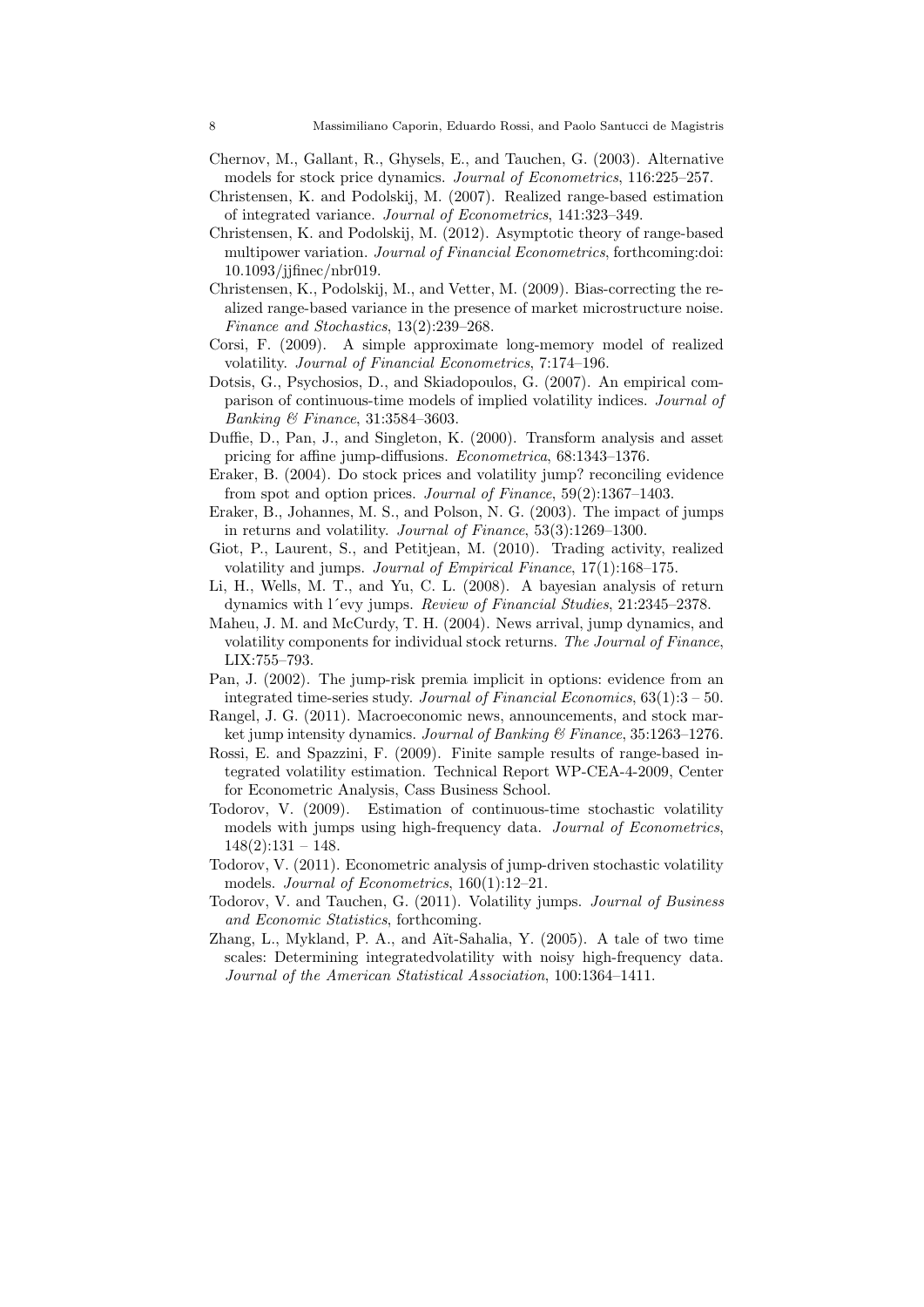Chernov, M., Gallant, R., Ghysels, E., and Tauchen, G. (2003). Alternative models for stock price dynamics. *Journal of Econometrics*, 116:225–257.

Christensen, K. and Podolskij, M. (2007). Realized range-based estimation of integrated variance. *Journal of Econometrics*, 141:323–349.

Christensen, K. and Podolskij, M. (2012). Asymptotic theory of range-based multipower variation. *Journal of Financial Econometrics*, forthcoming:doi: 10.1093/jjfinec/nbr019.

Christensen, K., Podolskij, M., and Vetter, M. (2009). Bias-correcting the realized range-based variance in the presence of market microstructure noise. *Finance and Stochastics*, 13(2):239–268.

Corsi, F. (2009). A simple approximate long-memory model of realized volatility. *Journal of Financial Econometrics*, 7:174–196.

Dotsis, G., Psychosios, D., and Skiadopoulos, G. (2007). An empirical comparison of continuous-time models of implied volatility indices. *Journal of Banking & Finance*, 31:3584–3603.

Duffie, D., Pan, J., and Singleton, K. (2000). Transform analysis and asset pricing for affine jump-diffusions. *Econometrica*, 68:1343–1376.

Eraker, B. (2004). Do stock prices and volatility jump? reconciling evidence from spot and option prices. *Journal of Finance*, 59(2):1367–1403.

Eraker, B., Johannes, M. S., and Polson, N. G. (2003). The impact of jumps in returns and volatility. *Journal of Finance*, 53(3):1269–1300.

Giot, P., Laurent, S., and Petitjean, M. (2010). Trading activity, realized volatility and jumps. *Journal of Empirical Finance*, 17(1):168–175.

Li, H., Wells, M. T., and Yu, C. L. (2008). A bayesian analysis of return dynamics with l´evy jumps. *Review of Financial Studies*, 21:2345–2378.

Maheu, J. M. and McCurdy, T. H. (2004). News arrival, jump dynamics, and volatility components for individual stock returns. *The Journal of Finance*, LIX:755–793.

Pan, J. (2002). The jump-risk premia implicit in options: evidence from an integrated time-series study. *Journal of Financial Economics*, 63(1):3 – 50.

Rangel, J. G. (2011). Macroeconomic news, announcements, and stock market jump intensity dynamics. *Journal of Banking & Finance*, 35:1263–1276.

Rossi, E. and Spazzini, F. (2009). Finite sample results of range-based integrated volatility estimation. Technical Report WP-CEA-4-2009, Center for Econometric Analysis, Cass Business School.

Todorov, V. (2009). Estimation of continuous-time stochastic volatility models with jumps using high-frequency data. *Journal of Econometrics*, 148(2):131 – 148.

Todorov, V. (2011). Econometric analysis of jump-driven stochastic volatility models. *Journal of Econometrics*, 160(1):12–21.

Todorov, V. and Tauchen, G. (2011). Volatility jumps. *Journal of Business and Economic Statistics*, forthcoming.

Zhang, L., Mykland, P. A., and Aït-Sahalia, Y. (2005). A tale of two time scales: Determining integratedvolatility with noisy high-frequency data. *Journal of the American Statistical Association*, 100:1364–1411.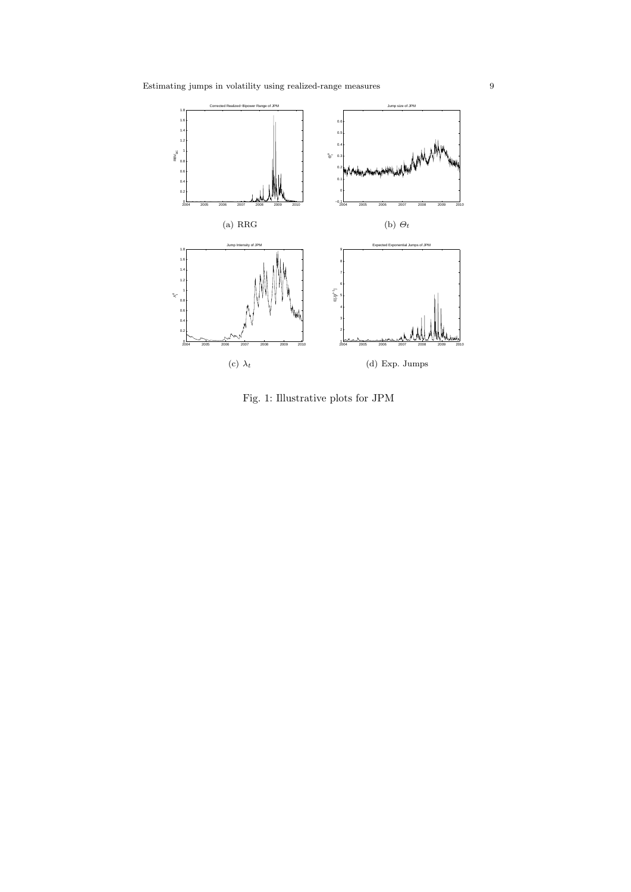Corrected Realized−Bipower Range of JPM

$RBV_{\Delta c}$

0
0.2
0.4
0.6
0.8
1
1.2
1.4
1.6
1.8

2004 2005 2006 2007 2008 2009 2010

(a) RRG

Jump size of JPM

$\Theta^{o}_{t}$

−0.1
0
0.1
0.2
0.3
0.4
0.5
0.6

2004 2005 2006 2007 2008 2009 2010

(b) $\Theta_t$

Jump Intensity of JPM

$\lambda^{o}_{t}$

0
0.2
0.4
0.6
0.8
1
1.2
1.4
1.6
1.8

2004 2005 2006 2007 2008 2009 2010

(c) $\lambda_t$

Expected Exponential Jumps of JPM

$E[J^{2+1}]$

1
2
3
4
5
6
7
8
9

2004 2005 2006 2007 2008 2009 2010

(d) Exp. Jumps

Fig. 1: Illustrative plots for JPM